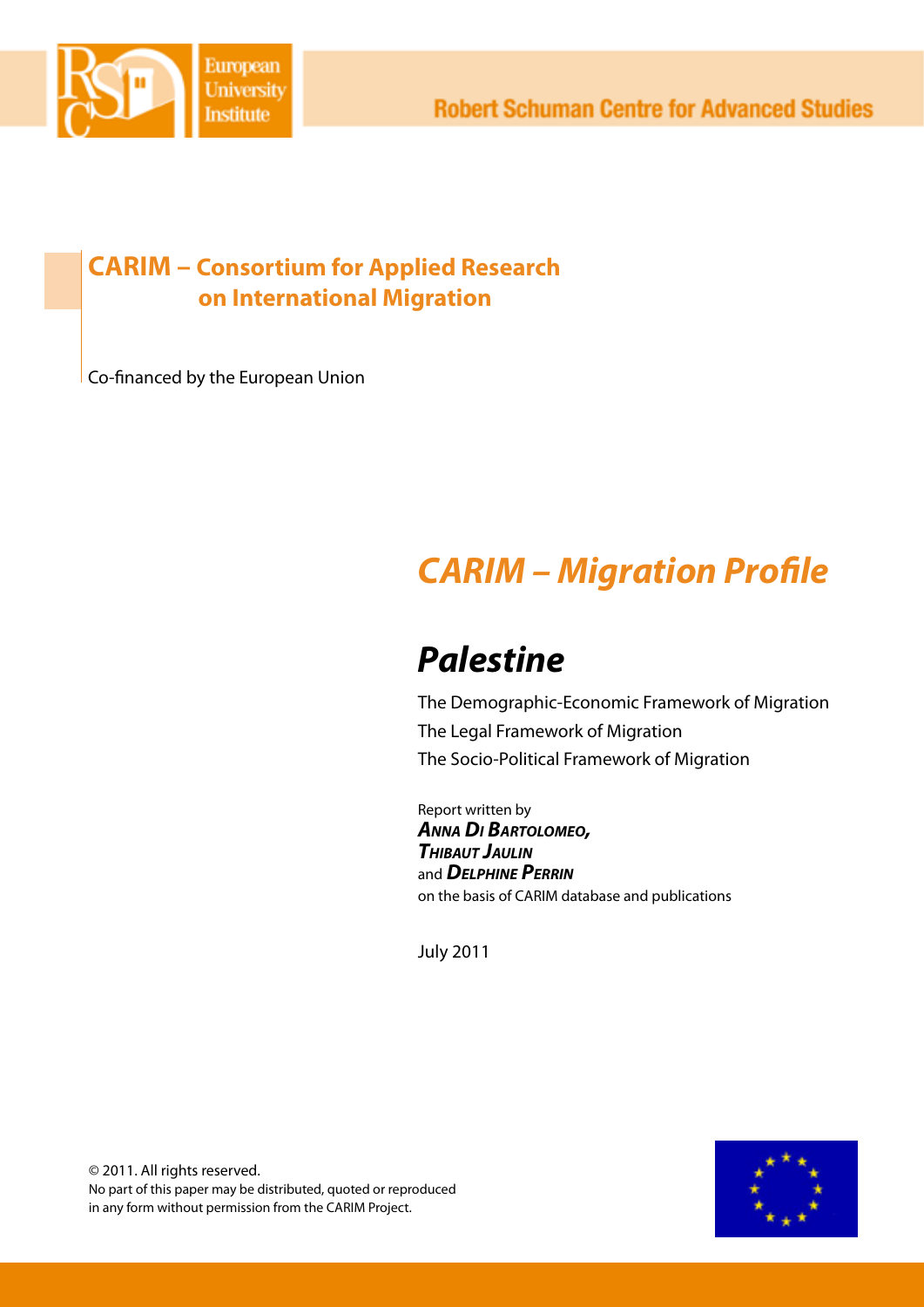Robert Schuman Centre for Advanced Studies

**CARIM – Consortium for Applied Research on International Migration**

Co-financed by the European Union

# *CARIM – Migration Profile*

# *Palestine*

The Demographic-Economic Framework of Migration
The Legal Framework of Migration
The Socio-Political Framework of Migration

Report written by
***Anna Di Bartolomeo,***
***Thibaut Jaulin***
and ***Delphine Perrin***
on the basis of CARIM database and publications

July 2011

© 2011. All rights reserved.
No part of this paper may be distributed, quoted or reproduced in any form without permission from the CARIM Project.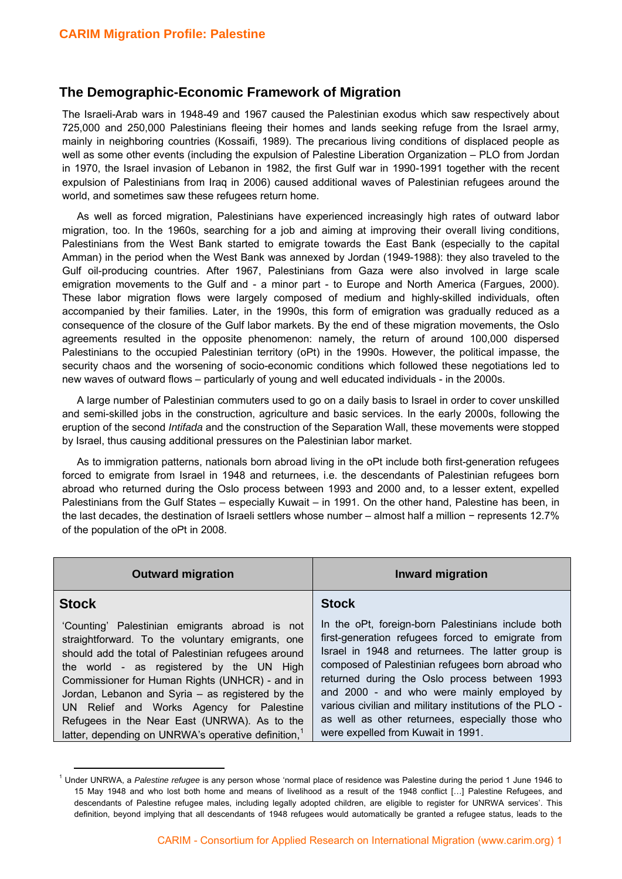## The Demographic-Economic Framework of Migration

The Israeli-Arab wars in 1948-49 and 1967 caused the Palestinian exodus which saw respectively about 725,000 and 250,000 Palestinians fleeing their homes and lands seeking refuge from the Israel army, mainly in neighboring countries (Kossaifi, 1989). The precarious living conditions of displaced people as well as some other events (including the expulsion of Palestine Liberation Organization – PLO from Jordan in 1970, the Israel invasion of Lebanon in 1982, the first Gulf war in 1990-1991 together with the recent expulsion of Palestinians from Iraq in 2006) caused additional waves of Palestinian refugees around the world, and sometimes saw these refugees return home.

As well as forced migration, Palestinians have experienced increasingly high rates of outward labor migration, too. In the 1960s, searching for a job and aiming at improving their overall living conditions, Palestinians from the West Bank started to emigrate towards the East Bank (especially to the capital Amman) in the period when the West Bank was annexed by Jordan (1949-1988): they also traveled to the Gulf oil-producing countries. After 1967, Palestinians from Gaza were also involved in large scale emigration movements to the Gulf and - a minor part - to Europe and North America (Fargues, 2000). These labor migration flows were largely composed of medium and highly-skilled individuals, often accompanied by their families. Later, in the 1990s, this form of emigration was gradually reduced as a consequence of the closure of the Gulf labor markets. By the end of these migration movements, the Oslo agreements resulted in the opposite phenomenon: namely, the return of around 100,000 dispersed Palestinians to the occupied Palestinian territory (oPt) in the 1990s. However, the political impasse, the security chaos and the worsening of socio-economic conditions which followed these negotiations led to new waves of outward flows – particularly of young and well educated individuals - in the 2000s.

A large number of Palestinian commuters used to go on a daily basis to Israel in order to cover unskilled and semi-skilled jobs in the construction, agriculture and basic services. In the early 2000s, following the eruption of the second *Intifada* and the construction of the Separation Wall, these movements were stopped by Israel, thus causing additional pressures on the Palestinian labor market.

As to immigration patterns, nationals born abroad living in the oPt include both first-generation refugees forced to emigrate from Israel in 1948 and returnees, i.e. the descendants of Palestinian refugees born abroad who returned during the Oslo process between 1993 and 2000 and, to a lesser extent, expelled Palestinians from the Gulf States – especially Kuwait – in 1991. On the other hand, Palestine has been, in the last decades, the destination of Israeli settlers whose number – almost half a million − represents 12.7% of the population of the oPt in 2008.

| Outward migration | Inward migration |
|---|---|
| **Stock** | **Stock** |
| 'Counting' Palestinian emigrants abroad is not straightforward. To the voluntary emigrants, one should add the total of Palestinian refugees around the world - as registered by the UN High Commissioner for Human Rights (UNHCR) - and in Jordan, Lebanon and Syria – as registered by the UN Relief and Works Agency for Palestine Refugees in the Near East (UNRWA). As to the latter, depending on UNRWA's operative definition,[1] | In the oPt, foreign-born Palestinians include both first-generation refugees forced to emigrate from Israel in 1948 and returnees. The latter group is composed of Palestinian refugees born abroad who returned during the Oslo process between 1993 and 2000 - and who were mainly employed by various civilian and military institutions of the PLO - as well as other returnees, especially those who were expelled from Kuwait in 1991. |

[1] Under UNRWA, a *Palestine refugee* is any person whose 'normal place of residence was Palestine during the period 1 June 1946 to 15 May 1948 and who lost both home and means of livelihood as a result of the 1948 conflict […] Palestine Refugees, and descendants of Palestine refugee males, including legally adopted children, are eligible to register for UNRWA services'. This definition, beyond implying that all descendants of 1948 refugees would automatically be granted a refugee status, leads to the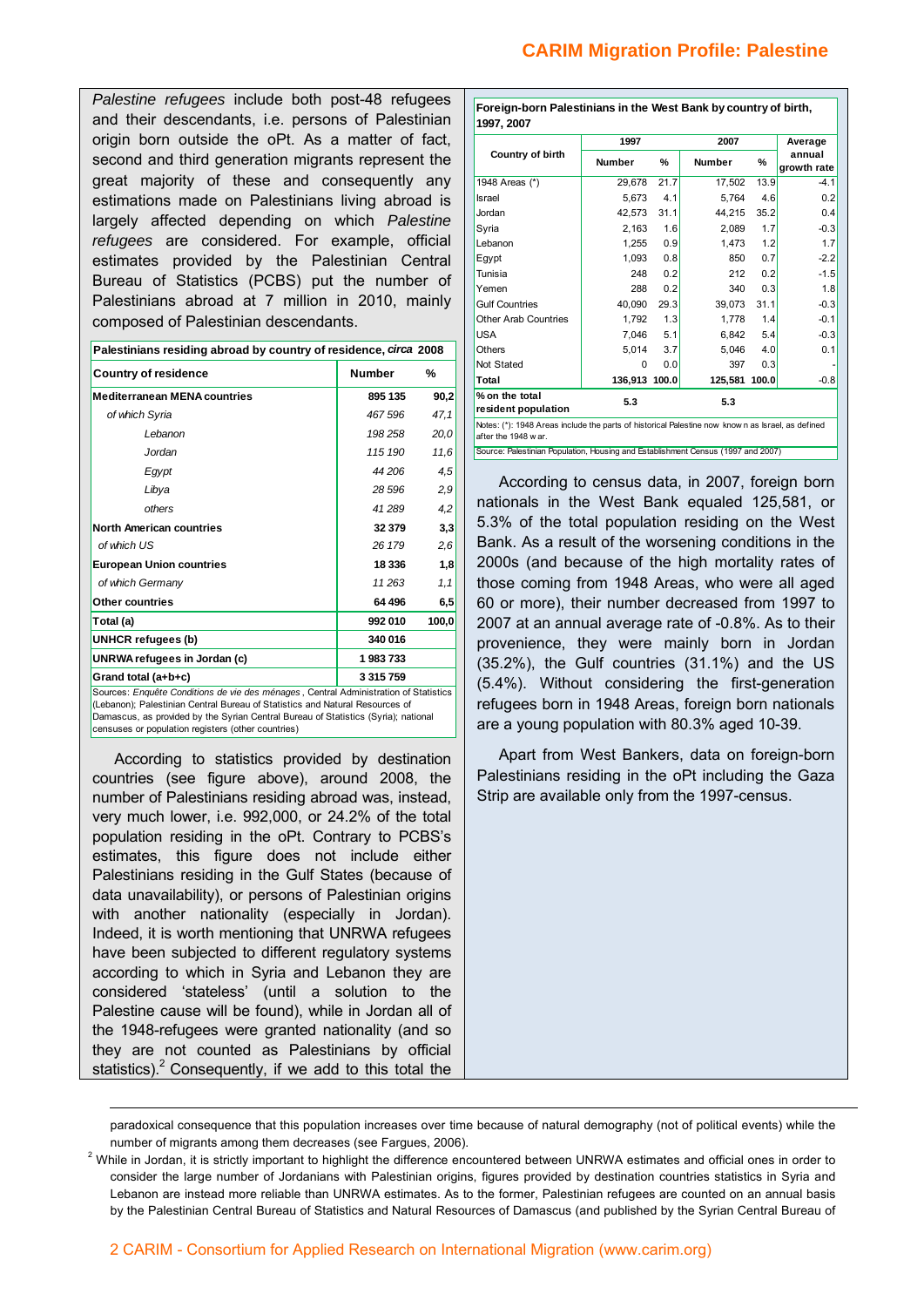*Palestine refugees* include both post-48 refugees and their descendants, i.e. persons of Palestinian origin born outside the oPt. As a matter of fact, second and third generation migrants represent the great majority of these and consequently any estimations made on Palestinians living abroad is largely affected depending on which *Palestine refugees* are considered. For example, official estimates provided by the Palestinian Central Bureau of Statistics (PCBS) put the number of Palestinians abroad at 7 million in 2010, mainly composed of Palestinian descendants.

**Palestinians residing abroad by country of residence, *circa* 2008**

| Country of residence | Number | % |
|---|---|---|
| **Mediterranean MENA countries** | **895 135** | **90,2** |
| *of which Syria* | *467 596* | *47,1* |
| *Lebanon* | *198 258* | *20,0* |
| *Jordan* | *115 190* | *11,6* |
| *Egypt* | *44 206* | *4,5* |
| *Libya* | *28 596* | *2,9* |
| *others* | *41 289* | *4,2* |
| **North American countries** | **32 379** | **3,3** |
| *of which US* | *26 179* | *2,6* |
| **European Union countries** | **18 336** | **1,8** |
| *of which Germany* | *11 263* | *1,1* |
| **Other countries** | **64 496** | **6,5** |
| **Total (a)** | **992 010** | **100,0** |
| **UNHCR refugees (b)** | **340 016** | |
| **UNRWA refugees in Jordan (c)** | **1 983 733** | |
| **Grand total (a+b+c)** | **3 315 759** | |

Sources: *Enquête Conditions de vie des ménages*, Central Administration of Statistics (Lebanon); Palestinian Central Bureau of Statistics and Natural Resources of Damascus, as provided by the Syrian Central Bureau of Statistics (Syria); national censuses or population registers (other countries)

According to statistics provided by destination countries (see figure above), around 2008, the number of Palestinians residing abroad was, instead, very much lower, i.e. 992,000, or 24.2% of the total population residing in the oPt. Contrary to PCBS's estimates, this figure does not include either Palestinians residing in the Gulf States (because of data unavailability), or persons of Palestinian origins with another nationality (especially in Jordan). Indeed, it is worth mentioning that UNRWA refugees have been subjected to different regulatory systems according to which in Syria and Lebanon they are considered 'stateless' (until a solution to the Palestine cause will be found), while in Jordan all of the 1948-refugees were granted nationality (and so they are not counted as Palestinians by official statistics).[2] Consequently, if we add to this total the

**Foreign-born Palestinians in the West Bank by country of birth, 1997, 2007**

| Country of birth | 1997 | | 2007 | | Average annual growth rate |
|---|---|---|---|---|---|
| | Number | % | Number | % | |
| 1948 Areas (*) | 29,678 | 21.7 | 17,502 | 13.9 | -4.1 |
| Israel | 5,673 | 4.1 | 5,764 | 4.6 | 0.2 |
| Jordan | 42,573 | 31.1 | 44,215 | 35.2 | 0.4 |
| Syria | 2,163 | 1.6 | 2,089 | 1.7 | -0.3 |
| Lebanon | 1,255 | 0.9 | 1,473 | 1.2 | 1.7 |
| Egypt | 1,093 | 0.8 | 850 | 0.7 | -2.2 |
| Tunisia | 248 | 0.2 | 212 | 0.2 | -1.5 |
| Yemen | 288 | 0.2 | 340 | 0.3 | 1.8 |
| Gulf Countries | 40,090 | 29.3 | 39,073 | 31.1 | -0.3 |
| Other Arab Countries | 1,792 | 1.3 | 1,778 | 1.4 | -0.1 |
| USA | 7,046 | 5.1 | 6,842 | 5.4 | -0.3 |
| Others | 5,014 | 3.7 | 5,046 | 4.0 | 0.1 |
| Not Stated | 0 | 0.0 | 397 | 0.3 | - |
| **Total** | **136,913** | **100.0** | **125,581** | **100.0** | -0.8 |
| **% on the total resident population** | **5.3** | | **5.3** | | |

Notes: (*): 1948 Areas include the parts of historical Palestine now known as Israel, as defined after the 1948 war.

Source: Palestinian Population, Housing and Establishment Census (1997 and 2007)

According to census data, in 2007, foreign born nationals in the West Bank equaled 125,581, or 5.3% of the total population residing on the West Bank. As a result of the worsening conditions in the 2000s (and because of the high mortality rates of those coming from 1948 Areas, who were all aged 60 or more), their number decreased from 1997 to 2007 at an annual average rate of -0.8%. As to their provenience, they were mainly born in Jordan (35.2%), the Gulf countries (31.1%) and the US (5.4%). Without considering the first-generation refugees born in 1948 Areas, foreign born nationals are a young population with 80.3% aged 10-39.

Apart from West Bankers, data on foreign-born Palestinians residing in the oPt including the Gaza Strip are available only from the 1997-census.

---

paradoxical consequence that this population increases over time because of natural demography (not of political events) while the number of migrants among them decreases (see Fargues, 2006).

[2] While in Jordan, it is strictly important to highlight the difference encountered between UNRWA estimates and official ones in order to consider the large number of Jordanians with Palestinian origins, figures provided by destination countries statistics in Syria and Lebanon are instead more reliable than UNRWA estimates. As to the former, Palestinian refugees are counted on an annual basis by the Palestinian Central Bureau of Statistics and Natural Resources of Damascus (and published by the Syrian Central Bureau of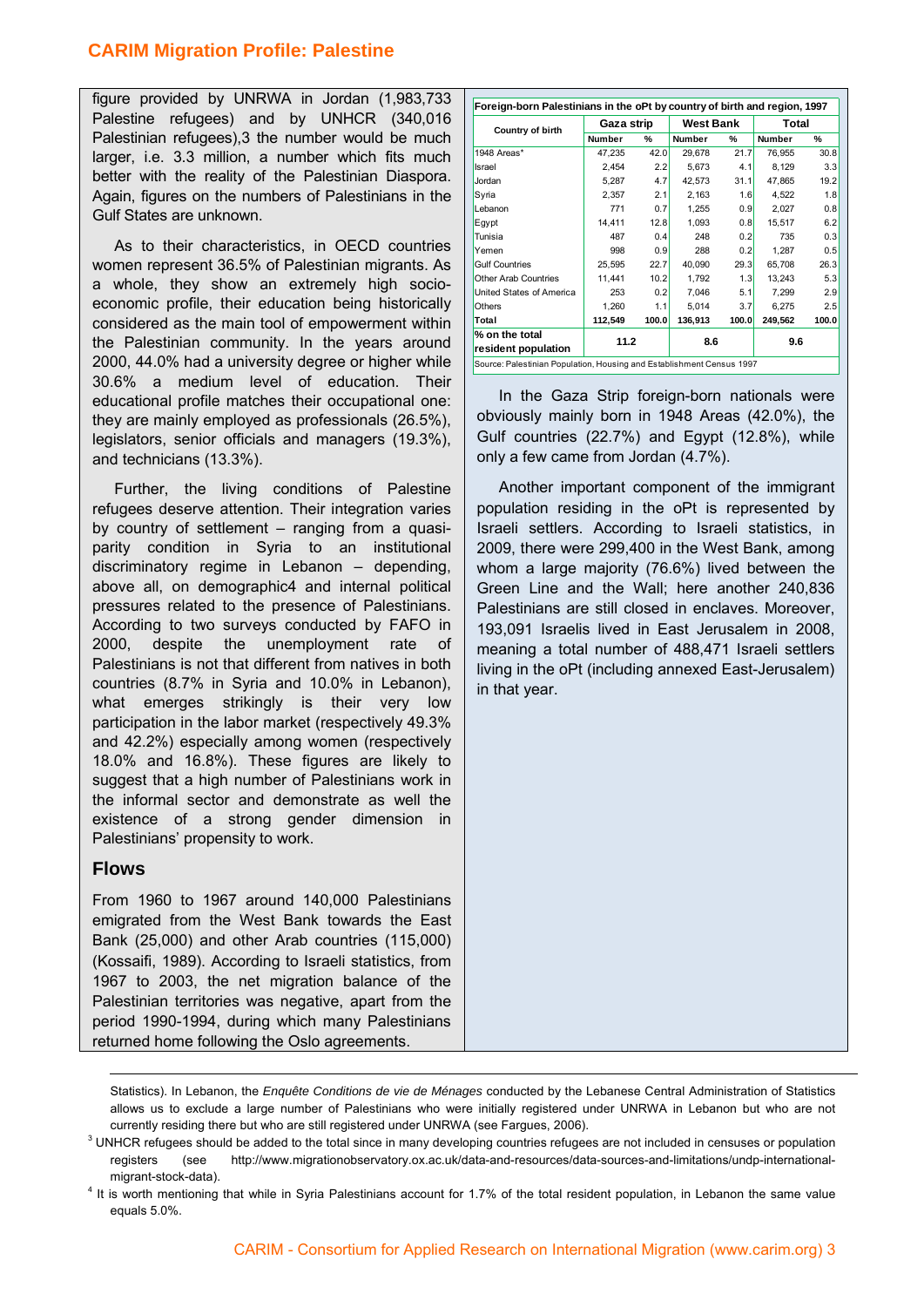figure provided by UNRWA in Jordan (1,983,733 Palestine refugees) and by UNHCR (340,016 Palestinian refugees),3 the number would be much larger, i.e. 3.3 million, a number which fits much better with the reality of the Palestinian Diaspora. Again, figures on the numbers of Palestinians in the Gulf States are unknown.

As to their characteristics, in OECD countries women represent 36.5% of Palestinian migrants. As a whole, they show an extremely high socio-economic profile, their education being historically considered as the main tool of empowerment within the Palestinian community. In the years around 2000, 44.0% had a university degree or higher while 30.6% a medium level of education. Their educational profile matches their occupational one: they are mainly employed as professionals (26.5%), legislators, senior officials and managers (19.3%), and technicians (13.3%).

Further, the living conditions of Palestine refugees deserve attention. Their integration varies by country of settlement – ranging from a quasi-parity condition in Syria to an institutional discriminatory regime in Lebanon – depending, above all, on demographic4 and internal political pressures related to the presence of Palestinians. According to two surveys conducted by FAFO in 2000, despite the unemployment rate of Palestinians is not that different from natives in both countries (8.7% in Syria and 10.0% in Lebanon), what emerges strikingly is their very low participation in the labor market (respectively 49.3% and 42.2%) especially among women (respectively 18.0% and 16.8%). These figures are likely to suggest that a high number of Palestinians work in the informal sector and demonstrate as well the existence of a strong gender dimension in Palestinians' propensity to work.

## Flows

From 1960 to 1967 around 140,000 Palestinians emigrated from the West Bank towards the East Bank (25,000) and other Arab countries (115,000) (Kossaifi, 1989). According to Israeli statistics, from 1967 to 2003, the net migration balance of the Palestinian territories was negative, apart from the period 1990-1994, during which many Palestinians returned home following the Oslo agreements.

**Foreign-born Palestinians in the oPt by country of birth and region, 1997**

| Country of birth | Gaza strip | | West Bank | | Total | |
|---|---|---|---|---|---|---|
| | Number | % | Number | % | Number | % |
| 1948 Areas* | 47,235 | 42.0 | 29,678 | 21.7 | 76,955 | 30.8 |
| Israel | 2,454 | 2.2 | 5,673 | 4.1 | 8,129 | 3.3 |
| Jordan | 5,287 | 4.7 | 42,573 | 31.1 | 47,865 | 19.2 |
| Syria | 2,357 | 2.1 | 2,163 | 1.6 | 4,522 | 1.8 |
| Lebanon | 771 | 0.7 | 1,255 | 0.9 | 2,027 | 0.8 |
| Egypt | 14,411 | 12.8 | 1,093 | 0.8 | 15,517 | 6.2 |
| Tunisia | 487 | 0.4 | 248 | 0.2 | 735 | 0.3 |
| Yemen | 998 | 0.9 | 288 | 0.2 | 1,287 | 0.5 |
| Gulf Countries | 25,595 | 22.7 | 40,090 | 29.3 | 65,708 | 26.3 |
| Other Arab Countries | 11,441 | 10.2 | 1,792 | 1.3 | 13,243 | 5.3 |
| United States of America | 253 | 0.2 | 7,046 | 5.1 | 7,299 | 2.9 |
| Others | 1,260 | 1.1 | 5,014 | 3.7 | 6,275 | 2.5 |
| **Total** | 112,549 | 100.0 | 136,913 | 100.0 | 249,562 | 100.0 |
| **% on the total resident population** | 11.2 | | 8.6 | | 9.6 | |

Source: Palestinian Population, Housing and Establishment Census 1997

In the Gaza Strip foreign-born nationals were obviously mainly born in 1948 Areas (42.0%), the Gulf countries (22.7%) and Egypt (12.8%), while only a few came from Jordan (4.7%).

Another important component of the immigrant population residing in the oPt is represented by Israeli settlers. According to Israeli statistics, in 2009, there were 299,400 in the West Bank, among whom a large majority (76.6%) lived between the Green Line and the Wall; here another 240,836 Palestinians are still closed in enclaves. Moreover, 193,091 Israelis lived in East Jerusalem in 2008, meaning a total number of 488,471 Israeli settlers living in the oPt (including annexed East-Jerusalem) in that year.

---

Statistics). In Lebanon, the *Enquête Conditions de vie de Ménages* conducted by the Lebanese Central Administration of Statistics allows us to exclude a large number of Palestinians who were initially registered under UNRWA in Lebanon but who are not currently residing there but who are still registered under UNRWA (see Fargues, 2006).

[3] UNHCR refugees should be added to the total since in many developing countries refugees are not included in censuses or population registers (see http://www.migrationobservatory.ox.ac.uk/data-and-resources/data-sources-and-limitations/undp-international-migrant-stock-data).

[4] It is worth mentioning that while in Syria Palestinians account for 1.7% of the total resident population, in Lebanon the same value equals 5.0%.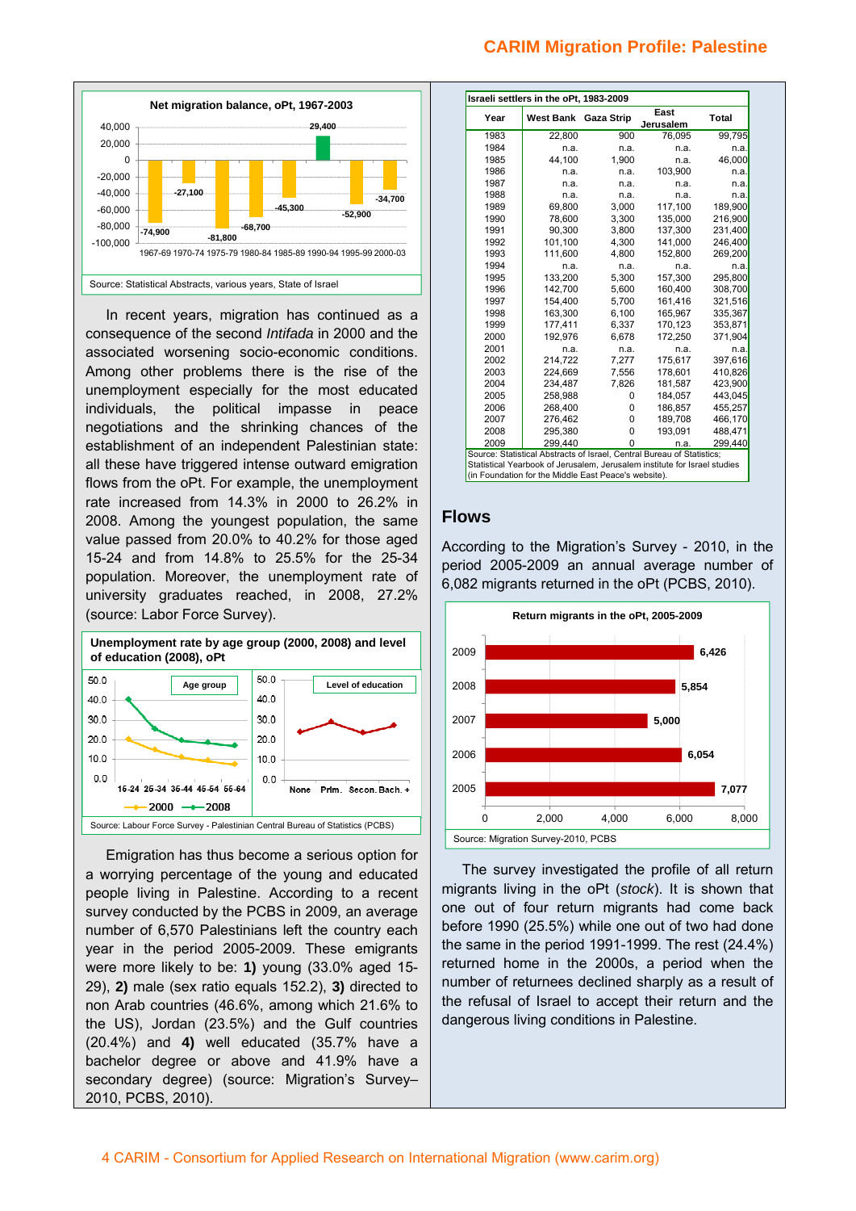**Net migration balance, oPt, 1967-2003**

| Period | Net migration |
|---|---|
| 1967-69 | -74,900 |
| 1970-74 | -27,100 |
| 1975-79 | -81,800 |
| 1980-84 | -68,700 |
| 1985-89 | -45,300 |
| 1990-94 | 29,400 |
| 1995-99 | -52,900 |
| 2000-03 | -34,700 |

Source: Statistical Abstracts, various years, State of Israel

In recent years, migration has continued as a consequence of the second *Intifada* in 2000 and the associated worsening socio-economic conditions. Among other problems there is the rise of the unemployment especially for the most educated individuals, the political impasse in peace negotiations and the shrinking chances of the establishment of an independent Palestinian state: all these have triggered intense outward emigration flows from the oPt. For example, the unemployment rate increased from 14.3% in 2000 to 26.2% in 2008. Among the youngest population, the same value passed from 20.0% to 40.2% for those aged 15-24 and from 14.8% to 25.5% for the 25-34 population. Moreover, the unemployment rate of university graduates reached, in 2008, 27.2% (source: Labor Force Survey).

**Unemployment rate by age group (2000, 2008) and level of education (2008), oPt**

Age group: 16-24, 25-34, 35-44, 45-54, 55-64 (series: 2000, 2008)

Level of education: None, Prim., Secon., Bach. +

Source: Labour Force Survey - Palestinian Central Bureau of Statistics (PCBS)

Emigration has thus become a serious option for a worrying percentage of the young and educated people living in Palestine. According to a recent survey conducted by the PCBS in 2009, an average number of 6,570 Palestinians left the country each year in the period 2005-2009. These emigrants were more likely to be: **1)** young (33.0% aged 15-29), **2)** male (sex ratio equals 152.2), **3)** directed to non Arab countries (46.6%, among which 21.6% to the US), Jordan (23.5%) and the Gulf countries (20.4%) and **4)** well educated (35.7% have a bachelor degree or above and 41.9% have a secondary degree) (source: Migration's Survey–2010, PCBS, 2010).

**Israeli settlers in the oPt, 1983-2009**

| Year | West Bank | Gaza Strip | East Jerusalem | Total |
|---|---|---|---|---|
| 1983 | 22,800 | 900 | 76,095 | 99,795 |
| 1984 | n.a. | n.a. | n.a. | n.a. |
| 1985 | 44,100 | 1,900 | n.a. | 46,000 |
| 1986 | n.a. | n.a. | 103,900 | n.a. |
| 1987 | n.a. | n.a. | n.a. | n.a. |
| 1988 | n.a. | n.a. | n.a. | n.a. |
| 1989 | 69,800 | 3,000 | 117,100 | 189,900 |
| 1990 | 78,600 | 3,300 | 135,000 | 216,900 |
| 1991 | 90,300 | 3,800 | 137,300 | 231,400 |
| 1992 | 101,100 | 4,300 | 141,000 | 246,400 |
| 1993 | 111,600 | 4,800 | 152,800 | 269,200 |
| 1994 | n.a. | n.a. | n.a. | n.a. |
| 1995 | 133,200 | 5,300 | 157,300 | 295,800 |
| 1996 | 142,700 | 5,600 | 160,400 | 308,700 |
| 1997 | 154,400 | 5,700 | 161,416 | 321,516 |
| 1998 | 163,300 | 6,100 | 165,967 | 335,367 |
| 1999 | 177,411 | 6,337 | 170,123 | 353,871 |
| 2000 | 192,976 | 6,678 | 172,250 | 371,904 |
| 2001 | n.a. | n.a. | n.a. | n.a. |
| 2002 | 214,722 | 7,277 | 175,617 | 397,616 |
| 2003 | 224,669 | 7,556 | 178,601 | 410,826 |
| 2004 | 234,487 | 7,826 | 181,587 | 423,900 |
| 2005 | 258,988 | 0 | 184,057 | 443,045 |
| 2006 | 268,400 | 0 | 186,857 | 455,257 |
| 2007 | 276,462 | 0 | 189,708 | 466,170 |
| 2008 | 295,380 | 0 | 193,091 | 488,471 |
| 2009 | 299,440 | 0 | n.a. | 299,440 |

Source: Statistical Abstracts of Israel, Central Bureau of Statistics; Statistical Yearbook of Jerusalem, Jerusalem institute for Israel studies (in Foundation for the Middle East Peace's website).

## Flows

According to the Migration's Survey - 2010, in the period 2005-2009 an annual average number of 6,082 migrants returned in the oPt (PCBS, 2010).

**Return migrants in the oPt, 2005-2009**

| Year | Return migrants |
|---|---|
| 2009 | 6,426 |
| 2008 | 5,854 |
| 2007 | 5,000 |
| 2006 | 6,054 |
| 2005 | 7,077 |

Source: Migration Survey-2010, PCBS

The survey investigated the profile of all return migrants living in the oPt (*stock*). It is shown that one out of four return migrants had come back before 1990 (25.5%) while one out of two had done the same in the period 1991-1999. The rest (24.4%) returned home in the 2000s, a period when the number of returnees declined sharply as a result of the refusal of Israel to accept their return and the dangerous living conditions in Palestine.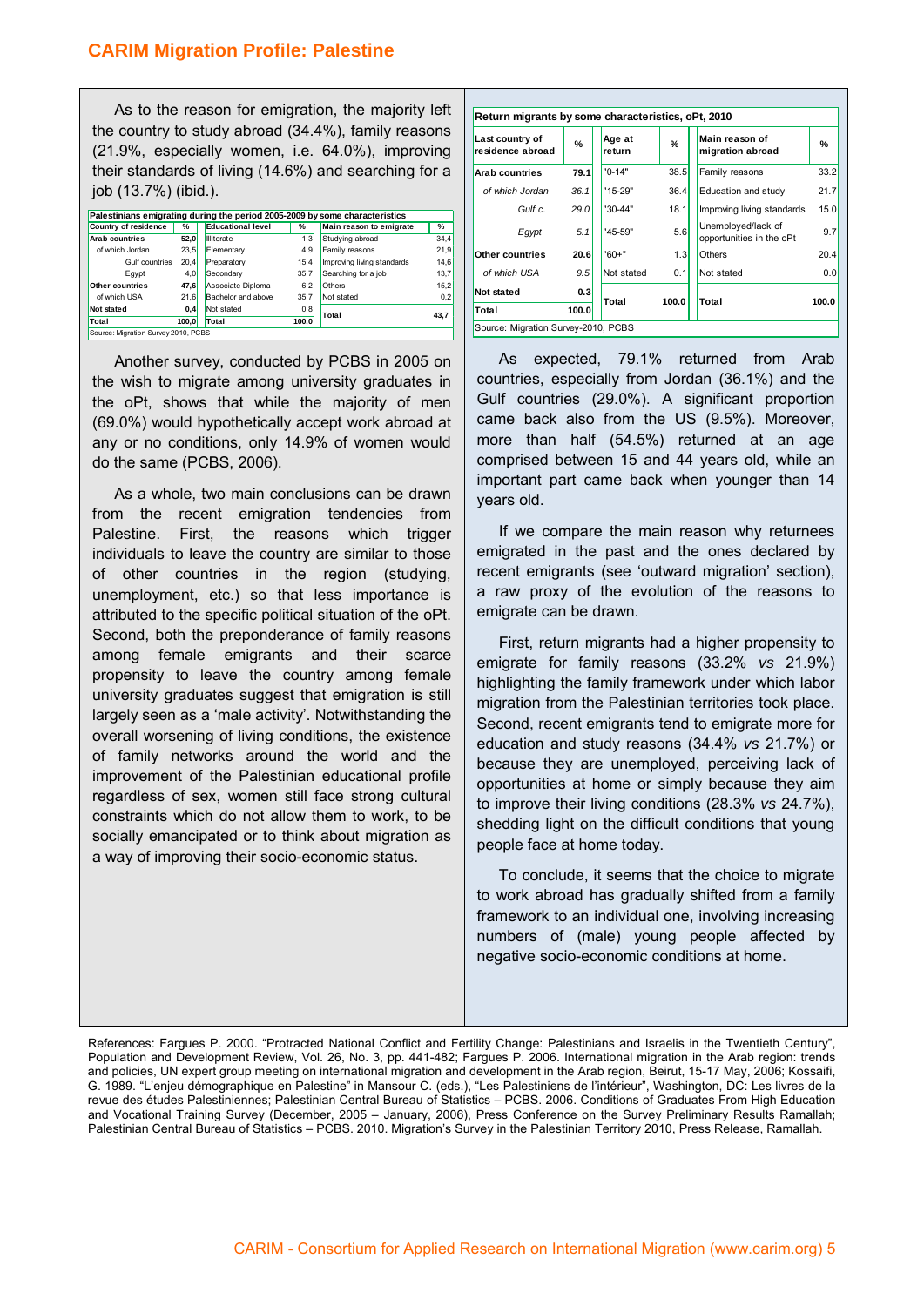As to the reason for emigration, the majority left the country to study abroad (34.4%), family reasons (21.9%, especially women, i.e. 64.0%), improving their standards of living (14.6%) and searching for a job (13.7%) (ibid.).

**Palestinians emigrating during the period 2005-2009 by some characteristics**

| Country of residence | % | Educational level | % | Main reason to emigrate | % |
|---|---|---|---|---|---|
| **Arab countries** | **52,0** | Illiterate | 1,3 | Studying abroad | 34,4 |
| of which Jordan | 23,5 | Elementary | 4,9 | Family reasons | 21,9 |
| Gulf countries | 20,4 | Preparatory | 15,4 | Improving living standards | 14,6 |
| Egypt | 4,0 | Secondary | 35,7 | Searching for a job | 13,7 |
| **Other countries** | **47,6** | Associate Diploma | 6,2 | Others | 15,2 |
| of which USA | 21,6 | Bachelor and above | 35,7 | Not stated | 0,2 |
| **Not stated** | **0,4** | Not stated | 0,8 | **Total** | **43,7** |
| **Total** | **100,0** | **Total** | **100,0** | | |

Source: Migration Survey 2010, PCBS

Another survey, conducted by PCBS in 2005 on the wish to migrate among university graduates in the oPt, shows that while the majority of men (69.0%) would hypothetically accept work abroad at any or no conditions, only 14.9% of women would do the same (PCBS, 2006).

As a whole, two main conclusions can be drawn from the recent emigration tendencies from Palestine. First, the reasons which trigger individuals to leave the country are similar to those of other countries in the region (studying, unemployment, etc.) so that less importance is attributed to the specific political situation of the oPt. Second, both the preponderance of family reasons among female emigrants and their scarce propensity to leave the country among female university graduates suggest that emigration is still largely seen as a 'male activity'. Notwithstanding the overall worsening of living conditions, the existence of family networks around the world and the improvement of the Palestinian educational profile regardless of sex, women still face strong cultural constraints which do not allow them to work, to be socially emancipated or to think about migration as a way of improving their socio-economic status.

**Return migrants by some characteristics, oPt, 2010**

| Last country of residence abroad | % | Age at return | % | Main reason of migration abroad | % |
|---|---|---|---|---|---|
| **Arab countries** | **79.1** | "0-14" | 38.5 | Family reasons | 33.2 |
| *of which Jordan* | *36.1* | "15-29" | 36.4 | Education and study | 21.7 |
| *Gulf c.* | *29.0* | "30-44" | 18.1 | Improving living standards | 15.0 |
| *Egypt* | *5.1* | "45-59" | 5.6 | Unemployed/lack of opportunities in the oPt | 9.7 |
| **Other countries** | **20.6** | "60+" | 1.3 | Others | 20.4 |
| *of which USA* | *9.5* | Not stated | 0.1 | Not stated | 0.0 |
| **Not stated** | **0.3** | **Total** | **100.0** | **Total** | **100.0** |
| **Total** | **100.0** | | | | |

Source: Migration Survey-2010, PCBS

As expected, 79.1% returned from Arab countries, especially from Jordan (36.1%) and the Gulf countries (29.0%). A significant proportion came back also from the US (9.5%). Moreover, more than half (54.5%) returned at an age comprised between 15 and 44 years old, while an important part came back when younger than 14 years old.

If we compare the main reason why returnees emigrated in the past and the ones declared by recent emigrants (see 'outward migration' section), a raw proxy of the evolution of the reasons to emigrate can be drawn.

First, return migrants had a higher propensity to emigrate for family reasons (33.2% *vs* 21.9%) highlighting the family framework under which labor migration from the Palestinian territories took place. Second, recent emigrants tend to emigrate more for education and study reasons (34.4% *vs* 21.7%) or because they are unemployed, perceiving lack of opportunities at home or simply because they aim to improve their living conditions (28.3% *vs* 24.7%), shedding light on the difficult conditions that young people face at home today.

To conclude, it seems that the choice to migrate to work abroad has gradually shifted from a family framework to an individual one, involving increasing numbers of (male) young people affected by negative socio-economic conditions at home.

References: Fargues P. 2000. "Protracted National Conflict and Fertility Change: Palestinians and Israelis in the Twentieth Century", Population and Development Review, Vol. 26, No. 3, pp. 441-482; Fargues P. 2006. International migration in the Arab region: trends and policies, UN expert group meeting on international migration and development in the Arab region, Beirut, 15-17 May, 2006; Kossaifi, G. 1989. "L'enjeu démographique en Palestine" in Mansour C. (eds.), "Les Palestiniens de l'intérieur", Washington, DC: Les livres de la revue des études Palestiniennes; Palestinian Central Bureau of Statistics – PCBS. 2006. Conditions of Graduates From High Education and Vocational Training Survey (December, 2005 – January, 2006), Press Conference on the Survey Preliminary Results Ramallah; Palestinian Central Bureau of Statistics – PCBS. 2010. Migration's Survey in the Palestinian Territory 2010, Press Release, Ramallah.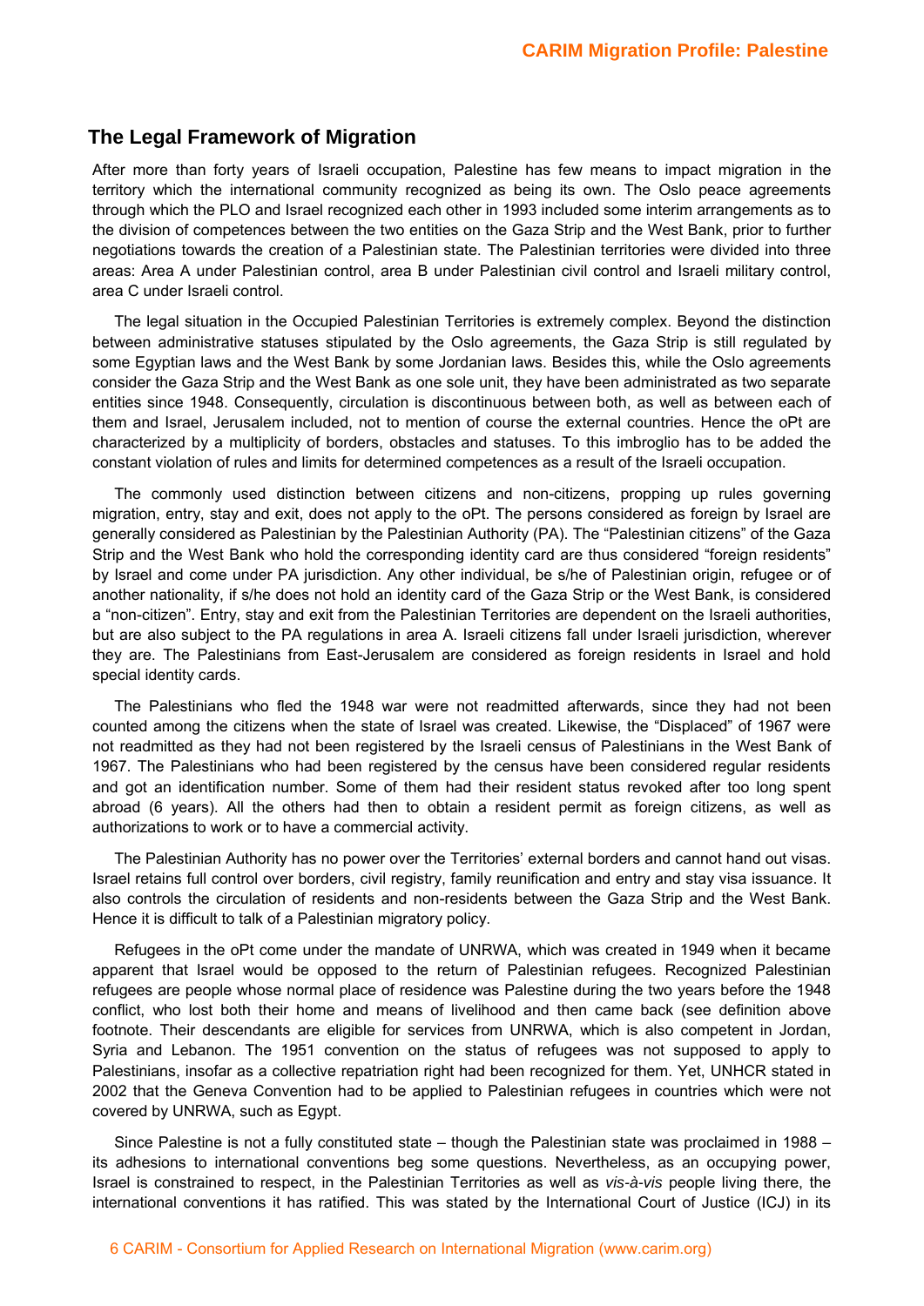## The Legal Framework of Migration

After more than forty years of Israeli occupation, Palestine has few means to impact migration in the territory which the international community recognized as being its own. The Oslo peace agreements through which the PLO and Israel recognized each other in 1993 included some interim arrangements as to the division of competences between the two entities on the Gaza Strip and the West Bank, prior to further negotiations towards the creation of a Palestinian state. The Palestinian territories were divided into three areas: Area A under Palestinian control, area B under Palestinian civil control and Israeli military control, area C under Israeli control.

The legal situation in the Occupied Palestinian Territories is extremely complex. Beyond the distinction between administrative statuses stipulated by the Oslo agreements, the Gaza Strip is still regulated by some Egyptian laws and the West Bank by some Jordanian laws. Besides this, while the Oslo agreements consider the Gaza Strip and the West Bank as one sole unit, they have been administrated as two separate entities since 1948. Consequently, circulation is discontinuous between both, as well as between each of them and Israel, Jerusalem included, not to mention of course the external countries. Hence the oPt are characterized by a multiplicity of borders, obstacles and statuses. To this imbroglio has to be added the constant violation of rules and limits for determined competences as a result of the Israeli occupation.

The commonly used distinction between citizens and non-citizens, propping up rules governing migration, entry, stay and exit, does not apply to the oPt. The persons considered as foreign by Israel are generally considered as Palestinian by the Palestinian Authority (PA). The "Palestinian citizens" of the Gaza Strip and the West Bank who hold the corresponding identity card are thus considered "foreign residents" by Israel and come under PA jurisdiction. Any other individual, be s/he of Palestinian origin, refugee or of another nationality, if s/he does not hold an identity card of the Gaza Strip or the West Bank, is considered a "non-citizen". Entry, stay and exit from the Palestinian Territories are dependent on the Israeli authorities, but are also subject to the PA regulations in area A. Israeli citizens fall under Israeli jurisdiction, wherever they are. The Palestinians from East-Jerusalem are considered as foreign residents in Israel and hold special identity cards.

The Palestinians who fled the 1948 war were not readmitted afterwards, since they had not been counted among the citizens when the state of Israel was created. Likewise, the "Displaced" of 1967 were not readmitted as they had not been registered by the Israeli census of Palestinians in the West Bank of 1967. The Palestinians who had been registered by the census have been considered regular residents and got an identification number. Some of them had their resident status revoked after too long spent abroad (6 years). All the others had then to obtain a resident permit as foreign citizens, as well as authorizations to work or to have a commercial activity.

The Palestinian Authority has no power over the Territories' external borders and cannot hand out visas. Israel retains full control over borders, civil registry, family reunification and entry and stay visa issuance. It also controls the circulation of residents and non-residents between the Gaza Strip and the West Bank. Hence it is difficult to talk of a Palestinian migratory policy.

Refugees in the oPt come under the mandate of UNRWA, which was created in 1949 when it became apparent that Israel would be opposed to the return of Palestinian refugees. Recognized Palestinian refugees are people whose normal place of residence was Palestine during the two years before the 1948 conflict, who lost both their home and means of livelihood and then came back (see definition above footnote. Their descendants are eligible for services from UNRWA, which is also competent in Jordan, Syria and Lebanon. The 1951 convention on the status of refugees was not supposed to apply to Palestinians, insofar as a collective repatriation right had been recognized for them. Yet, UNHCR stated in 2002 that the Geneva Convention had to be applied to Palestinian refugees in countries which were not covered by UNRWA, such as Egypt.

Since Palestine is not a fully constituted state – though the Palestinian state was proclaimed in 1988 – its adhesions to international conventions beg some questions. Nevertheless, as an occupying power, Israel is constrained to respect, in the Palestinian Territories as well as *vis-à-vis* people living there, the international conventions it has ratified. This was stated by the International Court of Justice (ICJ) in its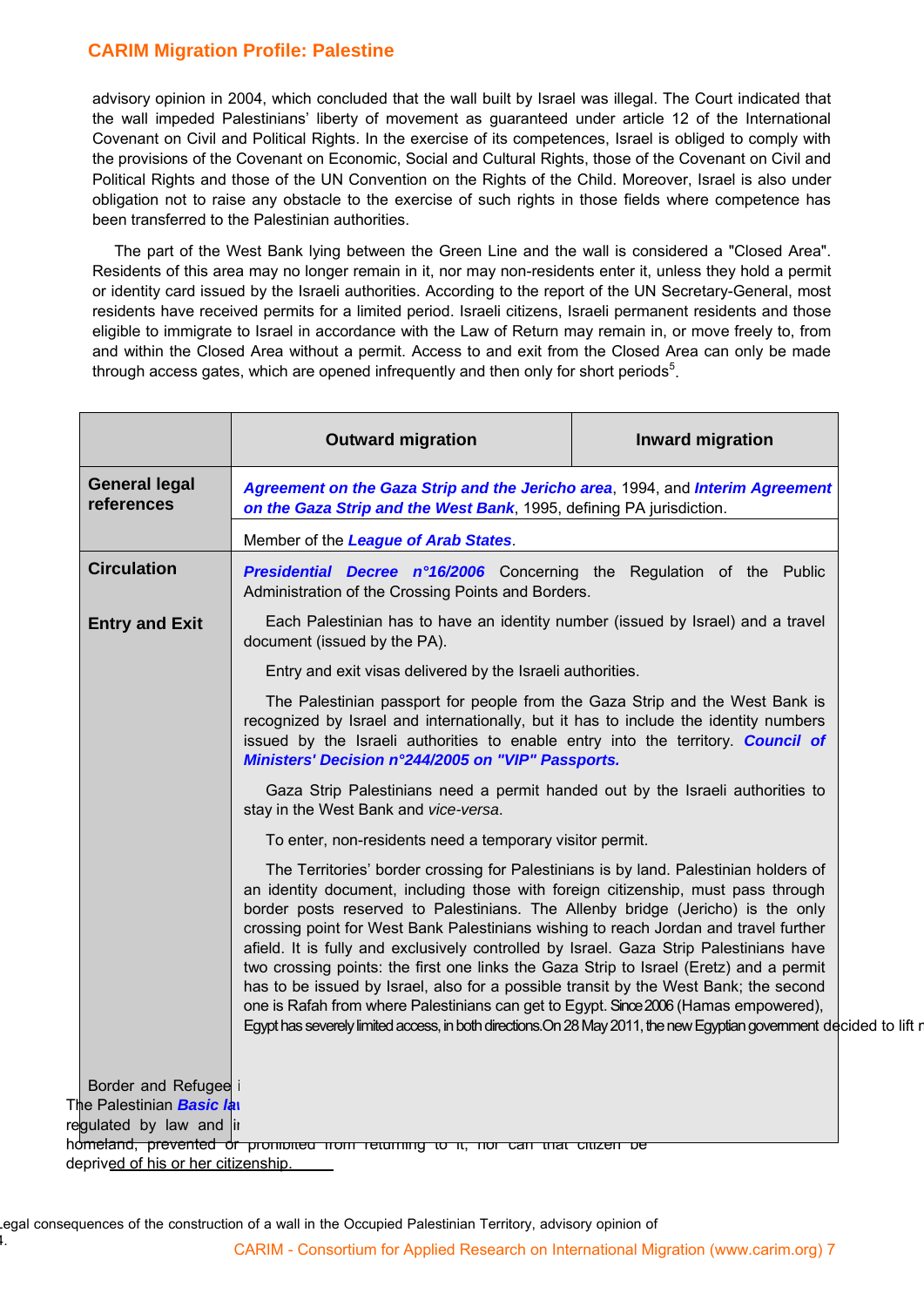advisory opinion in 2004, which concluded that the wall built by Israel was illegal. The Court indicated that the wall impeded Palestinians' liberty of movement as guaranteed under article 12 of the International Covenant on Civil and Political Rights. In the exercise of its competences, Israel is obliged to comply with the provisions of the Covenant on Economic, Social and Cultural Rights, those of the Covenant on Civil and Political Rights and those of the UN Convention on the Rights of the Child. Moreover, Israel is also under obligation not to raise any obstacle to the exercise of such rights in those fields where competence has been transferred to the Palestinian authorities.

The part of the West Bank lying between the Green Line and the wall is considered a "Closed Area". Residents of this area may no longer remain in it, nor may non-residents enter it, unless they hold a permit or identity card issued by the Israeli authorities. According to the report of the UN Secretary-General, most residents have received permits for a limited period. Israeli citizens, Israeli permanent residents and those eligible to immigrate to Israel in accordance with the Law of Return may remain in, or move freely to, from and within the Closed Area without a permit. Access to and exit from the Closed Area can only be made through access gates, which are opened infrequently and then only for short periods[5].

| | Outward migration | Inward migration |
|---|---|---|
| **General legal references** | ***Agreement on the Gaza Strip and the Jericho area***, 1994, and ***Interim Agreement on the Gaza Strip and the West Bank***, 1995, defining PA jurisdiction. | |
| | Member of the ***League of Arab States***. | |
| **Circulation** | ***Presidential Decree n°16/2006*** Concerning the Regulation of the Public Administration of the Crossing Points and Borders. | |
| **Entry and Exit** | Each Palestinian has to have an identity number (issued by Israel) and a travel document (issued by the PA). Entry and exit visas delivered by the Israeli authorities. The Palestinian passport for people from the Gaza Strip and the West Bank is recognized by Israel and internationally, but it has to include the identity numbers issued by the Israeli authorities to enable entry into the territory. ***Council of Ministers' Decision n°244/2005 on "VIP" Passports.*** Gaza Strip Palestinians need a permit handed out by the Israeli authorities to stay in the West Bank and *vice-versa*. To enter, non-residents need a temporary visitor permit. The Territories' border crossing for Palestinians is by land. Palestinian holders of an identity document, including those with foreign citizenship, must pass through border posts reserved to Palestinians. The Allenby bridge (Jericho) is the only crossing point for West Bank Palestinians wishing to reach Jordan and travel further afield. It is fully and exclusively controlled by Israel. Gaza Strip Palestinians have two crossing points: the first one links the Gaza Strip to Israel (Eretz) and a permit has to be issued by Israel, also for a possible transit by the West Bank; the second one is Rafah from where Palestinians can get to Egypt. Since 2006 (Hamas empowered), Egypt has severely limited access, in both directions. On 28 May 2011, the new Egyptian government decided to lift r | |
| Border and Refugee i | | |

The Palestinian ***Basic la*** regulated by law and ir homeland, prevented or prohibited from returning to it, nor can that citizen be deprived of his or her citizenship.

[5] Legal consequences of the construction of a wall in the Occupied Palestinian Territory, advisory opinion of 4.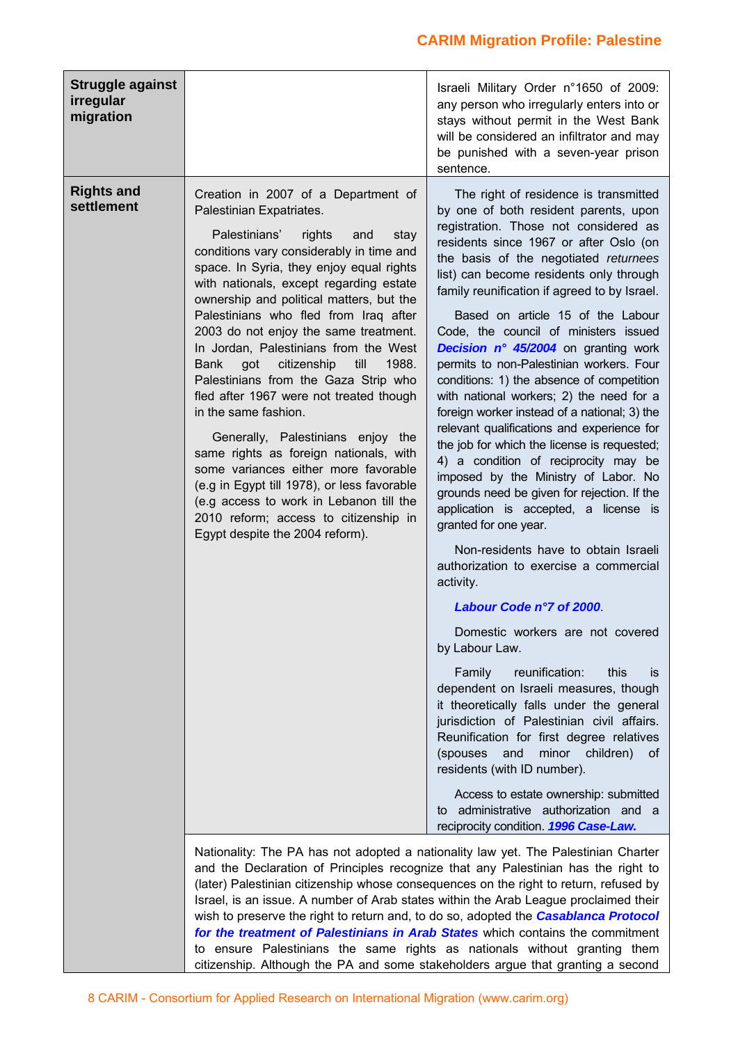| | | |
|---|---|---|
| **Struggle against irregular migration** | | Israeli Military Order n°1650 of 2009: any person who irregularly enters into or stays without permit in the West Bank will be considered an infiltrator and may be punished with a seven-year prison sentence. |
| **Rights and settlement** | Creation in 2007 of a Department of Palestinian Expatriates.<br><br>Palestinians' rights and stay conditions vary considerably in time and space. In Syria, they enjoy equal rights with nationals, except regarding estate ownership and political matters, but the Palestinians who fled from Iraq after 2003 do not enjoy the same treatment. In Jordan, Palestinians from the West Bank got citizenship till 1988. Palestinians from the Gaza Strip who fled after 1967 were not treated though in the same fashion.<br><br>Generally, Palestinians enjoy the same rights as foreign nationals, with some variances either more favorable (e.g in Egypt till 1978), or less favorable (e.g access to work in Lebanon till the 2010 reform; access to citizenship in Egypt despite the 2004 reform). | The right of residence is transmitted by one of both resident parents, upon registration. Those not considered as residents since 1967 or after Oslo (on the basis of the negotiated *returnees* list) can become residents only through family reunification if agreed to by Israel.<br><br>Based on article 15 of the Labour Code, the council of ministers issued ***Decision n° 45/2004*** on granting work permits to non-Palestinian workers. Four conditions: 1) the absence of competition with national workers; 2) the need for a foreign worker instead of a national; 3) the relevant qualifications and experience for the job for which the license is requested; 4) a condition of reciprocity may be imposed by the Ministry of Labor. No grounds need be given for rejection. If the application is accepted, a license is granted for one year.<br><br>Non-residents have to obtain Israeli authorization to exercise a commercial activity.<br><br>***Labour Code n°7 of 2000***.<br><br>Domestic workers are not covered by Labour Law.<br><br>Family reunification: this is dependent on Israeli measures, though it theoretically falls under the general jurisdiction of Palestinian civil affairs. Reunification for first degree relatives (spouses and minor children) of residents (with ID number).<br><br>Access to estate ownership: submitted to administrative authorization and a reciprocity condition. ***1996 Case-Law.*** |
| | Nationality: The PA has not adopted a nationality law yet. The Palestinian Charter and the Declaration of Principles recognize that any Palestinian has the right to (later) Palestinian citizenship whose consequences on the right to return, refused by Israel, is an issue. A number of Arab states within the Arab League proclaimed their wish to preserve the right to return and, to do so, adopted the ***Casablanca Protocol for the treatment of Palestinians in Arab States*** which contains the commitment to ensure Palestinians the same rights as nationals without granting them citizenship. Although the PA and some stakeholders argue that granting a second | |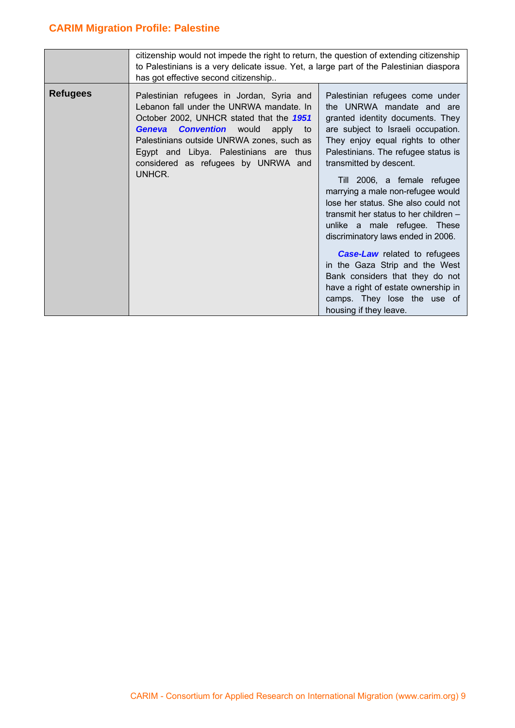| | | |
|---|---|---|
| | citizenship would not impede the right to return, the question of extending citizenship to Palestinians is a very delicate issue. Yet, a large part of the Palestinian diaspora has got effective second citizenship.. | |
| **Refugees** | Palestinian refugees in Jordan, Syria and Lebanon fall under the UNRWA mandate. In October 2002, UNHCR stated that the ***1951 Geneva Convention*** would apply to Palestinians outside UNRWA zones, such as Egypt and Libya. Palestinians are thus considered as refugees by UNRWA and UNHCR. | Palestinian refugees come under the UNRWA mandate and are granted identity documents. They are subject to Israeli occupation. They enjoy equal rights to other Palestinians. The refugee status is transmitted by descent.<br><br>Till 2006, a female refugee marrying a male non-refugee would lose her status. She also could not transmit her status to her children – unlike a male refugee. These discriminatory laws ended in 2006.<br><br>***Case-Law*** related to refugees in the Gaza Strip and the West Bank considers that they do not have a right of estate ownership in camps. They lose the use of housing if they leave. |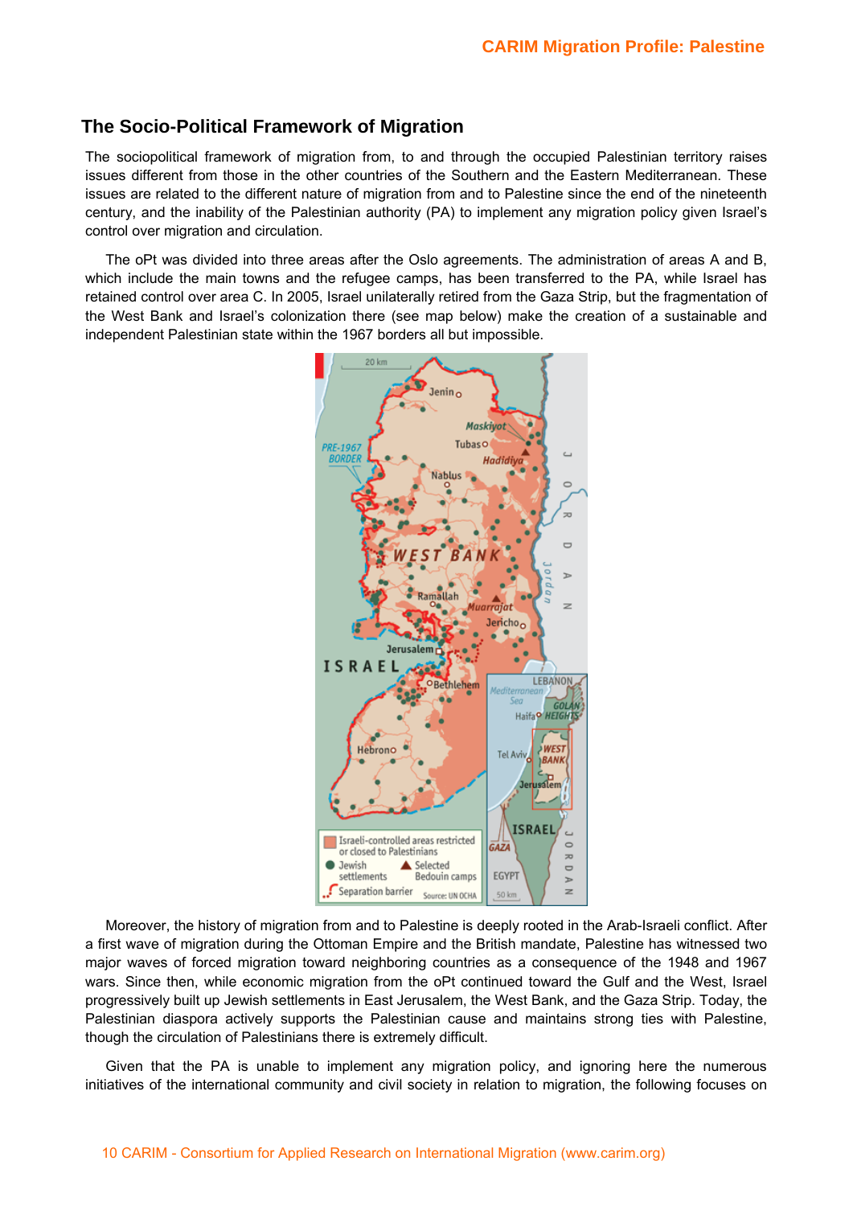## The Socio-Political Framework of Migration

The sociopolitical framework of migration from, to and through the occupied Palestinian territory raises issues different from those in the other countries of the Southern and the Eastern Mediterranean. These issues are related to the different nature of migration from and to Palestine since the end of the nineteenth century, and the inability of the Palestinian authority (PA) to implement any migration policy given Israel's control over migration and circulation.

The oPt was divided into three areas after the Oslo agreements. The administration of areas A and B, which include the main towns and the refugee camps, has been transferred to the PA, while Israel has retained control over area C. In 2005, Israel unilaterally retired from the Gaza Strip, but the fragmentation of the West Bank and Israel's colonization there (see map below) make the creation of a sustainable and independent Palestinian state within the 1967 borders all but impossible.

Moreover, the history of migration from and to Palestine is deeply rooted in the Arab-Israeli conflict. After a first wave of migration during the Ottoman Empire and the British mandate, Palestine has witnessed two major waves of forced migration toward neighboring countries as a consequence of the 1948 and 1967 wars. Since then, while economic migration from the oPt continued toward the Gulf and the West, Israel progressively built up Jewish settlements in East Jerusalem, the West Bank, and the Gaza Strip. Today, the Palestinian diaspora actively supports the Palestinian cause and maintains strong ties with Palestine, though the circulation of Palestinians there is extremely difficult.

Given that the PA is unable to implement any migration policy, and ignoring here the numerous initiatives of the international community and civil society in relation to migration, the following focuses on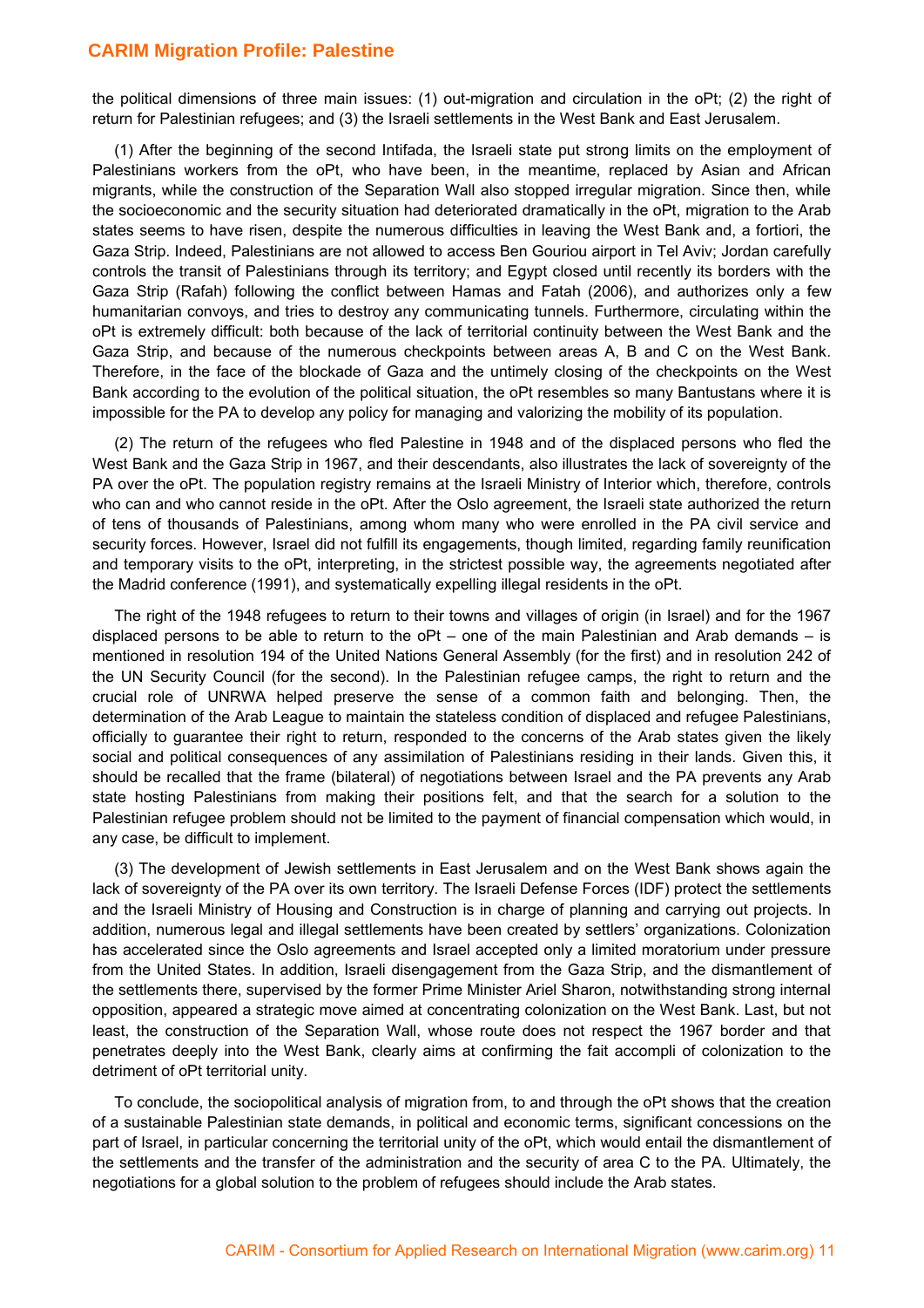the political dimensions of three main issues: (1) out-migration and circulation in the oPt; (2) the right of return for Palestinian refugees; and (3) the Israeli settlements in the West Bank and East Jerusalem.

(1) After the beginning of the second Intifada, the Israeli state put strong limits on the employment of Palestinians workers from the oPt, who have been, in the meantime, replaced by Asian and African migrants, while the construction of the Separation Wall also stopped irregular migration. Since then, while the socioeconomic and the security situation had deteriorated dramatically in the oPt, migration to the Arab states seems to have risen, despite the numerous difficulties in leaving the West Bank and, a fortiori, the Gaza Strip. Indeed, Palestinians are not allowed to access Ben Gouriou airport in Tel Aviv; Jordan carefully controls the transit of Palestinians through its territory; and Egypt closed until recently its borders with the Gaza Strip (Rafah) following the conflict between Hamas and Fatah (2006), and authorizes only a few humanitarian convoys, and tries to destroy any communicating tunnels. Furthermore, circulating within the oPt is extremely difficult: both because of the lack of territorial continuity between the West Bank and the Gaza Strip, and because of the numerous checkpoints between areas A, B and C on the West Bank. Therefore, in the face of the blockade of Gaza and the untimely closing of the checkpoints on the West Bank according to the evolution of the political situation, the oPt resembles so many Bantustans where it is impossible for the PA to develop any policy for managing and valorizing the mobility of its population.

(2) The return of the refugees who fled Palestine in 1948 and of the displaced persons who fled the West Bank and the Gaza Strip in 1967, and their descendants, also illustrates the lack of sovereignty of the PA over the oPt. The population registry remains at the Israeli Ministry of Interior which, therefore, controls who can and who cannot reside in the oPt. After the Oslo agreement, the Israeli state authorized the return of tens of thousands of Palestinians, among whom many who were enrolled in the PA civil service and security forces. However, Israel did not fulfill its engagements, though limited, regarding family reunification and temporary visits to the oPt, interpreting, in the strictest possible way, the agreements negotiated after the Madrid conference (1991), and systematically expelling illegal residents in the oPt.

The right of the 1948 refugees to return to their towns and villages of origin (in Israel) and for the 1967 displaced persons to be able to return to the oPt – one of the main Palestinian and Arab demands – is mentioned in resolution 194 of the United Nations General Assembly (for the first) and in resolution 242 of the UN Security Council (for the second). In the Palestinian refugee camps, the right to return and the crucial role of UNRWA helped preserve the sense of a common faith and belonging. Then, the determination of the Arab League to maintain the stateless condition of displaced and refugee Palestinians, officially to guarantee their right to return, responded to the concerns of the Arab states given the likely social and political consequences of any assimilation of Palestinians residing in their lands. Given this, it should be recalled that the frame (bilateral) of negotiations between Israel and the PA prevents any Arab state hosting Palestinians from making their positions felt, and that the search for a solution to the Palestinian refugee problem should not be limited to the payment of financial compensation which would, in any case, be difficult to implement.

(3) The development of Jewish settlements in East Jerusalem and on the West Bank shows again the lack of sovereignty of the PA over its own territory. The Israeli Defense Forces (IDF) protect the settlements and the Israeli Ministry of Housing and Construction is in charge of planning and carrying out projects. In addition, numerous legal and illegal settlements have been created by settlers' organizations. Colonization has accelerated since the Oslo agreements and Israel accepted only a limited moratorium under pressure from the United States. In addition, Israeli disengagement from the Gaza Strip, and the dismantlement of the settlements there, supervised by the former Prime Minister Ariel Sharon, notwithstanding strong internal opposition, appeared a strategic move aimed at concentrating colonization on the West Bank. Last, but not least, the construction of the Separation Wall, whose route does not respect the 1967 border and that penetrates deeply into the West Bank, clearly aims at confirming the fait accompli of colonization to the detriment of oPt territorial unity.

To conclude, the sociopolitical analysis of migration from, to and through the oPt shows that the creation of a sustainable Palestinian state demands, in political and economic terms, significant concessions on the part of Israel, in particular concerning the territorial unity of the oPt, which would entail the dismantlement of the settlements and the transfer of the administration and the security of area C to the PA. Ultimately, the negotiations for a global solution to the problem of refugees should include the Arab states.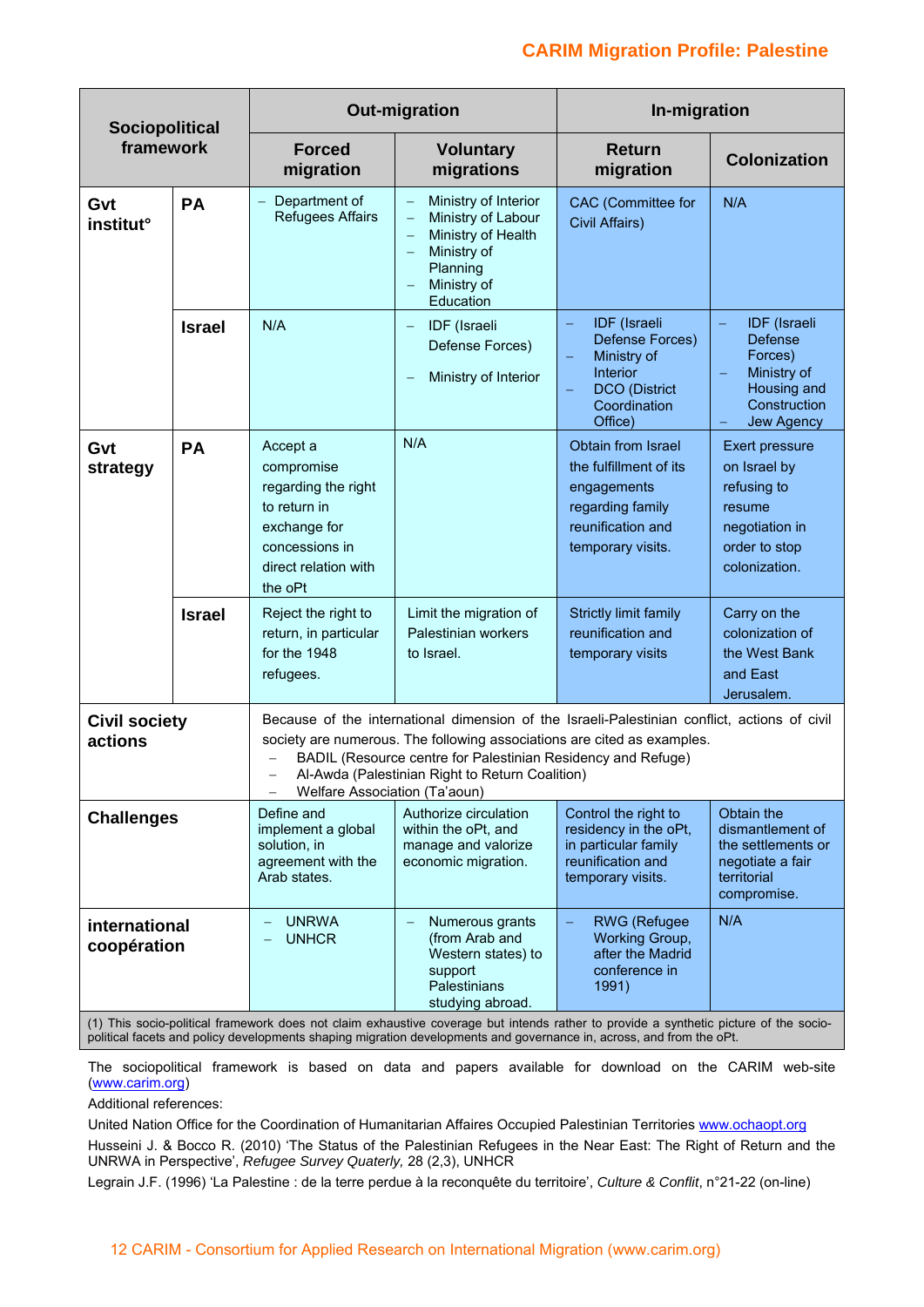| Sociopolitical framework | | Out-migration | | In-migration | |
|---|---|---|---|---|---|
| | | Forced migration | Voluntary migrations | Return migration | Colonization |
| Gvt institut° | PA | – Department of Refugees Affairs | – Ministry of Interior<br>– Ministry of Labour<br>– Ministry of Health<br>– Ministry of Planning<br>– Ministry of Education | CAC (Committee for Civil Affairs) | N/A |
| | Israel | N/A | – IDF (Israeli Defense Forces)<br>– Ministry of Interior | – IDF (Israeli Defense Forces)<br>– Ministry of Interior<br>– DCO (District Coordination Office) | – IDF (Israeli Defense Forces)<br>– Ministry of Housing and Construction<br>– Jew Agency |
| Gvt strategy | PA | Accept a compromise regarding the right to return in exchange for concessions in direct relation with the oPt | N/A | Obtain from Israel the fulfillment of its engagements regarding family reunification and temporary visits. | Exert pressure on Israel by refusing to resume negotiation in order to stop colonization. |
| | Israel | Reject the right to return, in particular for the 1948 refugees. | Limit the migration of Palestinian workers to Israel. | Strictly limit family reunification and temporary visits | Carry on the colonization of the West Bank and East Jerusalem. |
| Civil society actions | | Because of the international dimension of the Israeli-Palestinian conflict, actions of civil society are numerous. The following associations are cited as examples:<br>– BADIL (Resource centre for Palestinian Residency and Refuge)<br>– Al-Awda (Palestinian Right to Return Coalition)<br>– Welfare Association (Ta'aoun) | | | |
| Challenges | | Define and implement a global solution, in agreement with the Arab states. | Authorize circulation within the oPt, and manage and valorize economic migration. | Control the right to residency in the oPt, in particular family reunification and temporary visits. | Obtain the dismantlement of the settlements or negotiate a fair territorial compromise. |
| international coopération | | – UNRWA<br>– UNHCR | – Numerous grants (from Arab and Western states) to support Palestinians studying abroad. | – RWG (Refugee Working Group, after the Madrid conference in 1991) | N/A |

(1) This socio-political framework does not claim exhaustive coverage but intends rather to provide a synthetic picture of the socio-political facets and policy developments shaping migration developments and governance in, across, and from the oPt.

The sociopolitical framework is based on data and papers available for download on the CARIM web-site (www.carim.org)

Additional references:

United Nation Office for the Coordination of Humanitarian Affaires Occupied Palestinian Territories www.ochaopt.org

Husseini J. & Bocco R. (2010) 'The Status of the Palestinian Refugees in the Near East: The Right of Return and the UNRWA in Perspective', *Refugee Survey Quaterly,* 28 (2,3), UNHCR

Legrain J.F. (1996) 'La Palestine : de la terre perdue à la reconquête du territoire', *Culture & Conflit*, n°21-22 (on-line)